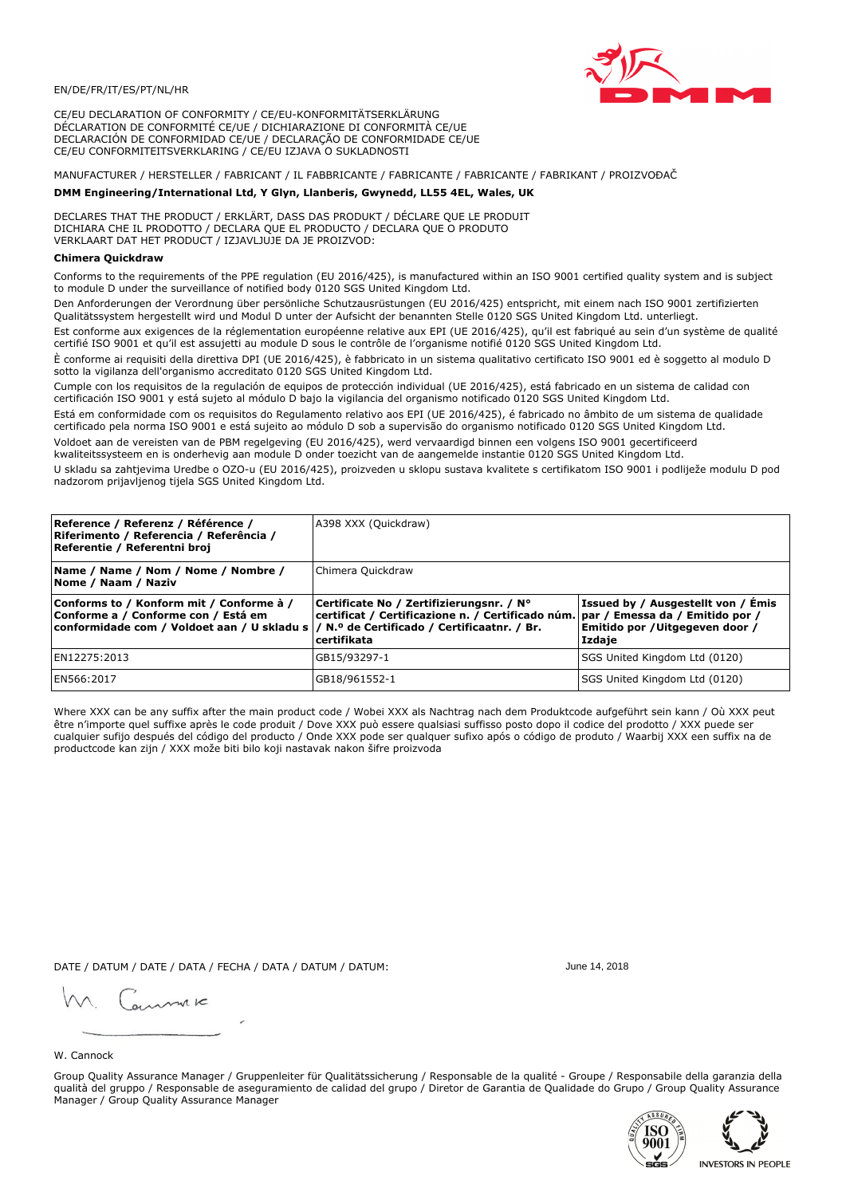EN/DE/FR/IT/ES/PT/NL/HR

CE/EU DECLARATION OF CONFORMITY / CE/EU-KONFORMITÄTSERKLÄRUNG
DÉCLARATION DE CONFORMITÉ CE/UE / DICHIARAZIONE DI CONFORMITÀ CE/UE
DECLARACIÓN DE CONFORMIDAD CE/UE / DECLARAÇÃO DE CONFORMIDADE CE/UE
CE/EU CONFORMITEITSVERKLARING / CE/EU IZJAVA O SUKLADNOSTI

MANUFACTURER / HERSTELLER / FABRICANT / IL FABBRICANTE / FABRICANTE / FABRICANTE / FABRIKANT / PROIZVOĐAČ

**DMM Engineering/International Ltd, Y Glyn, Llanberis, Gwynedd, LL55 4EL, Wales, UK**

DECLARES THAT THE PRODUCT / ERKLÄRT, DASS DAS PRODUKT / DÉCLARE QUE LE PRODUIT
DICHIARA CHE IL PRODOTTO / DECLARA QUE EL PRODUCTO / DECLARA QUE O PRODUTO
VERKLAART DAT HET PRODUCT / IZJAVLJUJE DA JE PROIZVOD:

**Chimera Quickdraw**

Conforms to the requirements of the PPE regulation (EU 2016/425), is manufactured within an ISO 9001 certified quality system and is subject to module D under the surveillance of notified body 0120 SGS United Kingdom Ltd.

Den Anforderungen der Verordnung über persönliche Schutzausrüstungen (EU 2016/425) entspricht, mit einem nach ISO 9001 zertifizierten Qualitätssystem hergestellt wird und Modul D unter der Aufsicht der benannten Stelle 0120 SGS United Kingdom Ltd. unterliegt.

Est conforme aux exigences de la réglementation européenne relative aux EPI (UE 2016/425), qu'il est fabriqué au sein d'un système de qualité certifié ISO 9001 et qu'il est assujetti au module D sous le contrôle de l'organisme notifié 0120 SGS United Kingdom Ltd.

È conforme ai requisiti della direttiva DPI (UE 2016/425), è fabbricato in un sistema qualitativo certificato ISO 9001 ed è soggetto al modulo D sotto la vigilanza dell'organismo accreditato 0120 SGS United Kingdom Ltd.

Cumple con los requisitos de la regulación de equipos de protección individual (UE 2016/425), está fabricado en un sistema de calidad con certificación ISO 9001 y está sujeto al módulo D bajo la vigilancia del organismo notificado 0120 SGS United Kingdom Ltd.

Está em conformidade com os requisitos do Regulamento relativo aos EPI (UE 2016/425), é fabricado no âmbito de um sistema de qualidade certificado pela norma ISO 9001 e está sujeito ao módulo D sob a supervisão do organismo notificado 0120 SGS United Kingdom Ltd.

Voldoet aan de vereisten van de PBM regelgeving (EU 2016/425), werd vervaardigd binnen een volgens ISO 9001 gecertificeerd kwaliteitssysteem en is onderhevig aan module D onder toezicht van de aangemelde instantie 0120 SGS United Kingdom Ltd.

U skladu sa zahtjevima Uredbe o OZO-u (EU 2016/425), proizveden u sklopu sustava kvalitete s certifikatom ISO 9001 i podliježe modulu D pod nadzorom prijavljenog tijela SGS United Kingdom Ltd.

| **Reference / Referenz / Référence / Riferimento / Referencia / Referência / Referentie / Referentni broj** | A398 XXX (Quickdraw) | |
|---|---|---|
| **Name / Name / Nom / Nome / Nombre / Nome / Naam / Naziv** | Chimera Quickdraw | |
| **Conforms to / Konform mit / Conforme à / Conforme a / Conforme con / Está em conformidade com / Voldoet aan / U skladu s** | **Certificate No / Zertifizierungsnr. / N° certificat / Certificazione n. / Certificado núm. / N.º de Certificado / Certificaatnr. / Br. certifikata** | **Issued by / Ausgestellt von / Émis par / Emessa da / Emitido por / Emitido por /Uitgegeven door / Izdaje** |
| EN12275:2013 | GB15/93297-1 | SGS United Kingdom Ltd (0120) |
| EN566:2017 | GB18/961552-1 | SGS United Kingdom Ltd (0120) |

Where XXX can be any suffix after the main product code / Wobei XXX als Nachtrag nach dem Produktcode aufgeführt sein kann / Où XXX peut être n'importe quel suffixe après le code produit / Dove XXX può essere qualsiasi suffisso posto dopo il codice del prodotto / XXX puede ser cualquier sufijo después del código del producto / Onde XXX pode ser qualquer sufixo após o código de produto / Waarbij XXX een suffix na de productcode kan zijn / XXX može biti bilo koji nastavak nakon šifre proizvoda

DATE / DATUM / DATE / DATA / FECHA / DATA / DATUM / DATUM: June 14, 2018

W. Cannock

Group Quality Assurance Manager / Gruppenleiter für Qualitätssicherung / Responsable de la qualité - Groupe / Responsabile della garanzia della qualità del gruppo / Responsable de aseguramiento de calidad del grupo / Diretor de Garantia de Qualidade do Grupo / Group Quality Assurance Manager / Group Quality Assurance Manager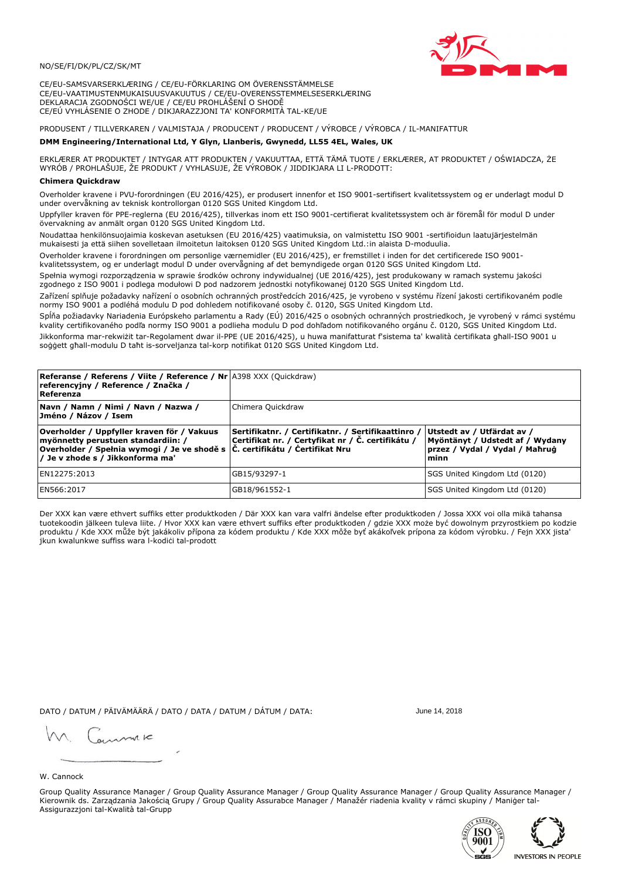NO/SE/FI/DK/PL/CZ/SK/MT

CE/EU-SAMSVARSERKLÆRING / CE/EU-FÖRKLARING OM ÖVERENSSTÄMMELSE
CE/EU-VAATIMUSTENMUKAISUUSVAKUUTUS / CE/EU-OVERENSSTEMMELSESERKLÆRING
DEKLARACJA ZGODNOŚCI WE/UE / CE/EU PROHLÁŠENÍ O SHODĚ
CE/EÚ VYHLÁSENIE O ZHODE / DIKJARAZZJONI TA' KONFORMITÀ TAL-KE/UE

PRODUSENT / TILLVERKAREN / VALMISTAJA / PRODUCENT / PRODUCENT / VÝROBCE / VÝROBCA / IL-MANIFATTUR

**DMM Engineering/International Ltd, Y Glyn, Llanberis, Gwynedd, LL55 4EL, Wales, UK**

ERKLÆRER AT PRODUKTET / INTYGAR ATT PRODUKTEN / VAKUUTTAA, ETTÄ TÄMÄ TUOTE / ERKLÆRER, AT PRODUKTET / OŚWIADCZA, ŻE WYRÓB / PROHLAŠUJE, ŽE PRODUKT / VYHLASUJE, ŽE VÝROBOK / JIDDIKJARA LI L-PRODOTT:

**Chimera Quickdraw**

Overholder kravene i PVU-forordningen (EU 2016/425), er produsert innenfor et ISO 9001-sertifisert kvalitetssystem og er underlagt modul D under overvåkning av teknisk kontrollorgan 0120 SGS United Kingdom Ltd.

Uppfyller kraven för PPE-reglerna (EU 2016/425), tillverkas inom ett ISO 9001-certifierat kvalitetssystem och är föremål för modul D under övervakning av anmält organ 0120 SGS United Kingdom Ltd.

Noudattaa henkilönsuojaimia koskevan asetuksen (EU 2016/425) vaatimuksia, on valmistettu ISO 9001 -sertifioidun laatujärjestelmän mukaisesti ja että siihen sovelletaan ilmoitetun laitoksen 0120 SGS United Kingdom Ltd.:in alaista D-moduulia.

Overholder kravene i forordningen om personlige værnemidler (EU 2016/425), er fremstillet i inden for det certificerede ISO 9001-kvalitetssystem, og er underlagt modul D under overvågning af det bemyndigede organ 0120 SGS United Kingdom Ltd.

Spełnia wymogi rozporządzenia w sprawie środków ochrony indywidualnej (UE 2016/425), jest produkowany w ramach systemu jakości zgodnego z ISO 9001 i podlega modułowi D pod nadzorem jednostki notyfikowanej 0120 SGS United Kingdom Ltd.

Zařízení splňuje požadavky nařízení o osobních ochranných prostředcích 2016/425, je vyrobeno v systému řízení jakosti certifikovaném podle normy ISO 9001 a podléhá modulu D pod dohledem notifikované osoby č. 0120, SGS United Kingdom Ltd.

Spĺňa požiadavky Nariadenia Európskeho parlamentu a Rady (EÚ) 2016/425 o osobných ochranných prostriedkoch, je vyrobený v rámci systému kvality certifikovaného podľa normy ISO 9001 a podlieha modulu D pod dohľadom notifikovaného orgánu č. 0120, SGS United Kingdom Ltd.

Jikkonforma mar-rekwiżit tar-Regolament dwar il-PPE (UE 2016/425), u huwa manifatturat f'sistema ta' kwalità ċertifikata għall-ISO 9001 u soġġett għall-modulu D taħt is-sorveljanza tal-korp notifikat 0120 SGS United Kingdom Ltd.

| **Referanse / Referens / Viite / Reference / Nr referencyjny / Reference / Značka / Referenza** | A398 XXX (Quickdraw) | |
|---|---|---|
| **Navn / Namn / Nimi / Navn / Nazwa / Jméno / Názov / Isem** | Chimera Quickdraw | |
| **Overholder / Uppfyller kraven för / Vakuus myönnetty perustuen standardiin: / Overholder / Spełnia wymogi / Je ve shodě s / Je v zhode s / Jikkonforma ma'** | **Sertifikatnr. / Certifikatnr. / Sertifikaattinro / Certifikat nr. / Certyfikat nr / Č. certifikátu / Č. certifikátu / Ċertifikat Nru** | **Utstedt av / Utfärdat av / Myöntänyt / Udstedt af / Wydany przez / Vydal / Vydal / Maħruġ minn** |
| EN12275:2013 | GB15/93297-1 | SGS United Kingdom Ltd (0120) |
| EN566:2017 | GB18/961552-1 | SGS United Kingdom Ltd (0120) |

Der XXX kan være ethvert suffiks etter produktkoden / Där XXX kan vara valfri ändelse efter produktkoden / Jossa XXX voi olla mikä tahansa tuotekoodin jälkeen tuleva liite. / Hvor XXX kan være ethvert suffiks efter produktkoden / gdzie XXX może być dowolnym przyrostkiem po kodzie produktu / Kde XXX může být jakákoliv přípona za kódem produktu / Kde XXX môže byť akákoľvek prípona za kódom výrobku. / Fejn XXX jista' jkun kwalunkwe suffiss wara l-kodiċi tal-prodott

DATO / DATUM / PÄIVÄMÄÄRÄ / DATO / DATA / DATUM / DÁTUM / DATA: June 14, 2018

W. Cannock

Group Quality Assurance Manager / Group Quality Assurance Manager / Group Quality Assurance Manager / Group Quality Assurance Manager / Kierownik ds. Zarządzania Jakością Grupy / Group Quality Assurabce Manager / Manažér riadenia kvality v rámci skupiny / Maniġer tal-Assigurazzjoni tal-Kwalità tal-Grupp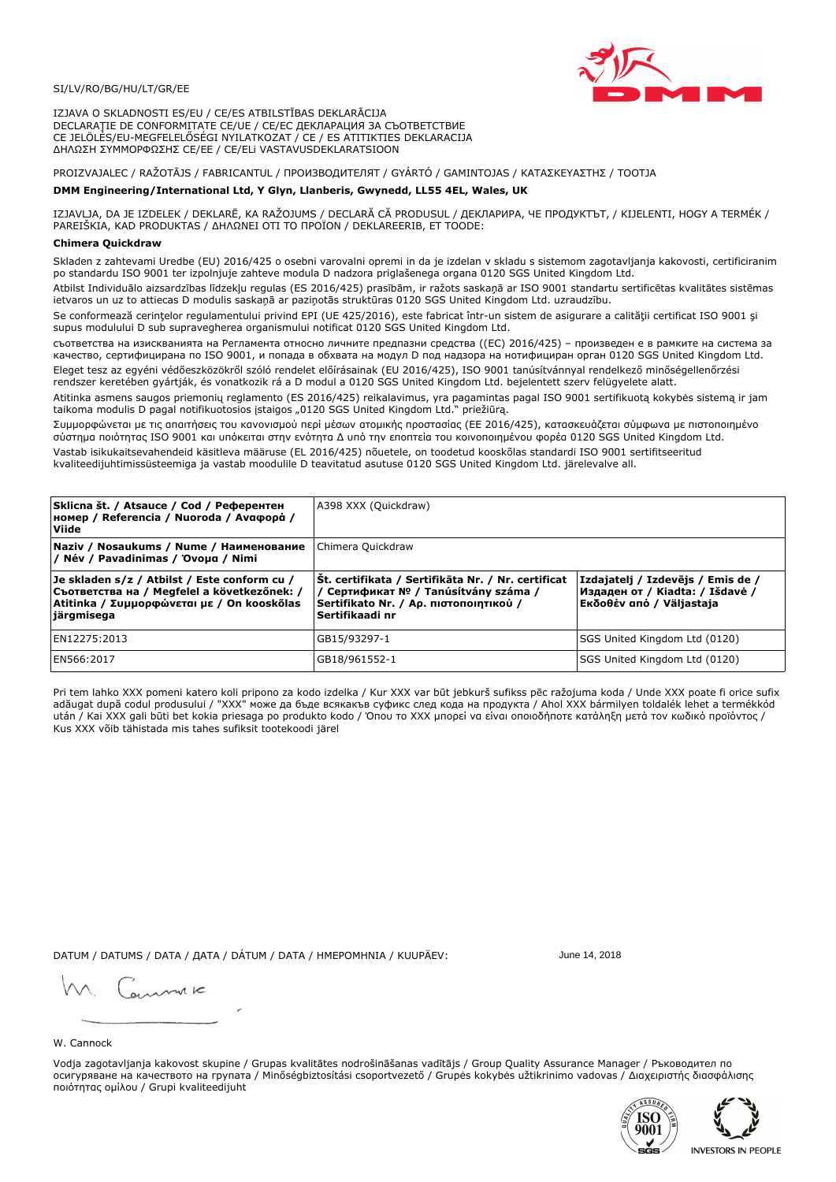SI/LV/RO/BG/HU/LT/GR/EE

IZJAVA O SKLADNOSTI ES/EU / CE/ES ATBILSTĪBAS DEKLARĀCIJA
DECLARAȚIE DE CONFORMITATE CE/UE / CE/EC ДЕКЛАРАЦИЯ ЗА СЪОТВЕТСТВИЕ
CE JELÖLÉS/EU-MEGFELELŐSÉGI NYILATKOZAT / CE / ES ATITIKTIES DEKLARACIJA
ΔΗΛΩΣΗ ΣΥΜΜΟΡΦΩΣΗΣ CE/EE / CE/ELi VASTAVUSDEKLARATSIOON

PROIZVAJALEC / RAŽOTĀJS / FABRICANTUL / ПРОИЗВОДИТЕЛЯТ / GYÁRTÓ / GAMINTOJAS / ΚΑΤΑΣΚΕΥΑΣΤΗΣ / TOOTJA

**DMM Engineering/International Ltd, Y Glyn, Llanberis, Gwynedd, LL55 4EL, Wales, UK**

IZJAVLJA, DA JE IZDELEK / DEKLARĒ, KA RAŽOJUMS / DECLARĂ CĂ PRODUSUL / ДЕКЛАРИРА, ЧЕ ПРОДУКТЪТ, / KIJELENTI, HOGY A TERMÉK / PAREIŠKIA, KAD PRODUKTAS / ΔΗΛΩΝΕΙ ΟΤΙ ΤΟ ΠΡΟΪΟΝ / DEKLAREERIB, ET TOODE:

**Chimera Quickdraw**

Skladen z zahtevami Uredbe (EU) 2016/425 o osebni varovalni opremi in da je izdelan v skladu s sistemom zagotavljanja kakovosti, certificiranim po standardu ISO 9001 ter izpolnjuje zahteve modula D nadzora priglašenega organa 0120 SGS United Kingdom Ltd.

Atbilst Individuālo aizsardzības līdzekļu regulas (ES 2016/425) prasībām, ir ražots saskaņā ar ISO 9001 standartu sertificētas kvalitātes sistēmas ietvaros un uz to attiecas D modulis saskaņā ar paziņotās struktūras 0120 SGS United Kingdom Ltd. uzraudzību.

Se conformează cerințelor regulamentului privind EPI (UE 425/2016), este fabricat într-un sistem de asigurare a calității certificat ISO 9001 și supus modulului D sub supravegherea organismului notificat 0120 SGS United Kingdom Ltd.

съответства на изискванията на Регламента относно личните предпазни средства ((EC) 2016/425) – произведен е в рамките на система за качество, сертифицирана по ISO 9001, и попада в обхвата на модул D под надзора на нотифициран орган 0120 SGS United Kingdom Ltd.

Eleget tesz az egyéni védőeszközökről szóló rendelet előírásainak (EU 2016/425), ISO 9001 tanúsítvánnyal rendelkező minőségellenőrzési rendszer keretében gyártják, és vonatkozik rá a D modul a 0120 SGS United Kingdom Ltd. bejelentett szerv felügyelete alatt.

Atitinka asmens saugos priemonių reglamento (ES 2016/425) reikalavimus, yra pagamintas pagal ISO 9001 sertifikuotą kokybės sistemą ir jam taikoma modulis D pagal notifikuotosios įstaigos „0120 SGS United Kingdom Ltd." priežiūrą.

Συμμορφώνεται με τις απαιτήσεις του κανονισμού περί μέσων ατομικής προστασίας (ΕΕ 2016/425), κατασκευάζεται σύμφωνα με πιστοποιημένο σύστημα ποιότητας ISO 9001 και υπόκειται στην ενότητα Δ υπό την εποπτεία του κοινοποιημένου φορέα 0120 SGS United Kingdom Ltd.

Vastab isikukaitsevahendeid käsitleva määruse (EL 2016/425) nõuetele, on toodetud kooskõlas standardi ISO 9001 sertifitseeritud kvaliteedijuhtimissüsteemiga ja vastab moodulile D teavitatud asutuse 0120 SGS United Kingdom Ltd. järelevalve all.

| | | |
|---|---|---|
| **Sklicna št. / Atsauce / Cod / Референтен номер / Referencia / Nuoroda / Αναφορά / Viide** | A398 XXX (Quickdraw) | |
| **Naziv / Nosaukums / Nume / Наименование / Név / Pavadinimas / Όνομα / Nimi** | Chimera Quickdraw | |
| **Je skladen s/z / Atbilst / Este conform cu / Съответства на / Megfelel a következőnek: / Atitinka / Συμμορφώνεται με / On kooskõlas järgmisega** | **Št. certifikata / Sertifikāta Nr. / Nr. certificat / Сертификат № / Tanúsítvány száma / Sertifikato Nr. / Αρ. πιστοποιητικού / Sertifikaadi nr** | **Izdajatelj / Izdevējs / Emis de / Издаден от / Kiadta: / Išdavė / Εκδοθέν από / Väljastaja** |
| EN12275:2013 | GB15/93297-1 | SGS United Kingdom Ltd (0120) |
| EN566:2017 | GB18/961552-1 | SGS United Kingdom Ltd (0120) |

Pri tem lahko XXX pomeni katero koli pripono za kodo izdelka / Kur XXX var būt jebkurš sufikss pēc ražojuma koda / Unde XXX poate fi orice sufix adăugat după codul produsului / "XXX" може да бъде всякакъв суфикс след кода на продукта / Ahol XXX bármilyen toldalék lehet a termékkód után / Kai XXX gali būti bet kokia priesaga po produkto kodo / Όπου το XXX μπορεί να είναι οποιοδήποτε κατάληξη μετά τον κωδικό προϊόντος / Kus XXX võib tähistada mis tahes sufiksit tootekoodi järel

DATUM / DATUMS / DATA / ДАТА / DÁTUM / DATA / ΗΜΕΡΟΜΗΝΙΑ / KUUPÄEV: June 14, 2018

W. Cannock

Vodja zagotavljanja kakovost skupine / Grupas kvalitātes nodrošināšanas vadītājs / Group Quality Assurance Manager / Ръководител по осигуряване на качеството на групата / Minőségbiztosítási csoportvezető / Grupės kokybės užtikrinimo vadovas / Διαχειριστής διασφάλισης ποιότητας ομίλου / Grupi kvaliteedijuht